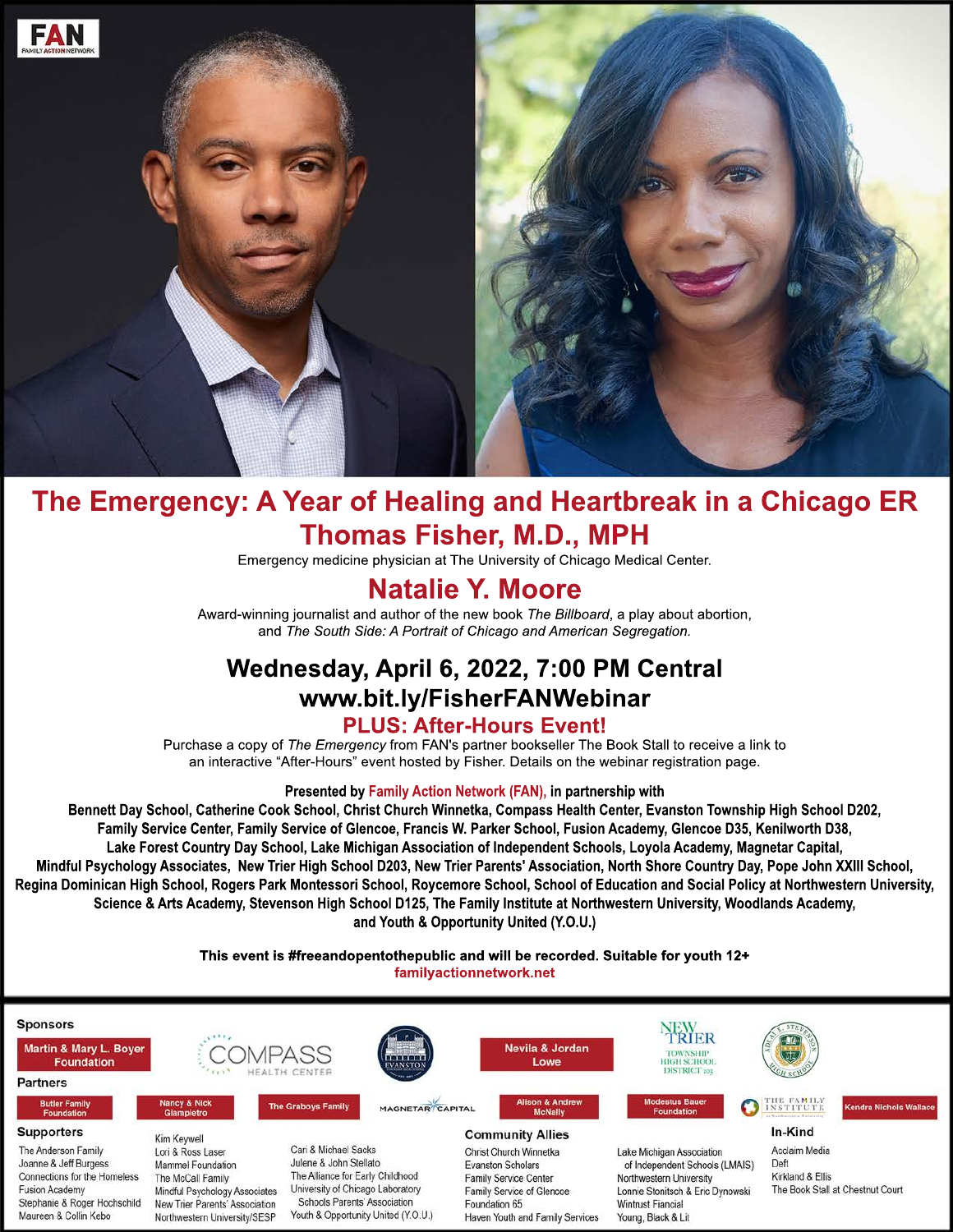FAN FAMILY ACTION NETWORK

# The Emergency: A Year of Healing and Heartbreak in a Chicago ER

## Thomas Fisher, M.D., MPH

Emergency medicine physician at The University of Chicago Medical Center.

## Natalie Y. Moore

Award-winning journalist and author of the new book *The Billboard*, a play about abortion, and *The South Side: A Portrait of Chicago and American Segregation.*

## Wednesday, April 6, 2022, 7:00 PM Central

## www.bit.ly/FisherFANWebinar

### PLUS: After-Hours Event!

Purchase a copy of *The Emergency* from FAN's partner bookseller The Book Stall to receive a link to an interactive "After-Hours" event hosted by Fisher. Details on the webinar registration page.

**Presented by Family Action Network (FAN), in partnership with**

**Bennett Day School, Catherine Cook School, Christ Church Winnetka, Compass Health Center, Evanston Township High School D202, Family Service Center, Family Service of Glencoe, Francis W. Parker School, Fusion Academy, Glencoe D35, Kenilworth D38, Lake Forest Country Day School, Lake Michigan Association of Independent Schools, Loyola Academy, Magnetar Capital, Mindful Psychology Associates, New Trier High School D203, New Trier Parents' Association, North Shore Country Day, Pope John XXIII School, Regina Dominican High School, Rogers Park Montessori School, Roycemore School, School of Education and Social Policy at Northwestern University, Science & Arts Academy, Stevenson High School D125, The Family Institute at Northwestern University, Woodlands Academy, and Youth & Opportunity United (Y.O.U.)**

**This event is #freeandopentothepublic and will be recorded. Suitable for youth 12+**

familyactionnetwork.net

**Sponsors**

Martin & Mary L. Boyer Foundation, Compass Health Center, Evanston, Nevila & Jordan Lowe, New Trier Township High School District 203, Adlai E. Stevenson High School

**Partners**

Butler Family Foundation, Nancy & Nick Giampietro, The Graboys Family, Magnetar Capital, Alison & Andrew McNally, Modestus Bauer Foundation, The Family Institute at Northwestern University, Kendra Nichole Wallace

**Supporters**

The Anderson Family
Joanne & Jeff Burgess
Connections for the Homeless
Fusion Academy
Stephanie & Roger Hochschild
Maureen & Collin Kebo
Kim Keywell
Lori & Ross Laser
Mammel Foundation
The McCall Family
Mindful Psychology Associates
New Trier Parents' Association
Northwestern University/SESP
Cari & Michael Sacks
Julene & John Stellato
The Alliance for Early Childhood
University of Chicago Laboratory Schools Parents' Association
Youth & Opportunity United (Y.O.U.)

**Community Allies**

Christ Church Winnetka
Evanston Scholars
Family Service Center
Family Service of Glencoe
Foundation 65
Haven Youth and Family Services
Lake Michigan Association of Independent Schools (LMAIS)
Northwestern University
Lonnie Stonitsch & Eric Dynowski
Wintrust Fiancial
Young, Black & Lit

**In-Kind**

Acclaim Media
Deft
Kirkland & Ellis
The Book Stall at Chestnut Court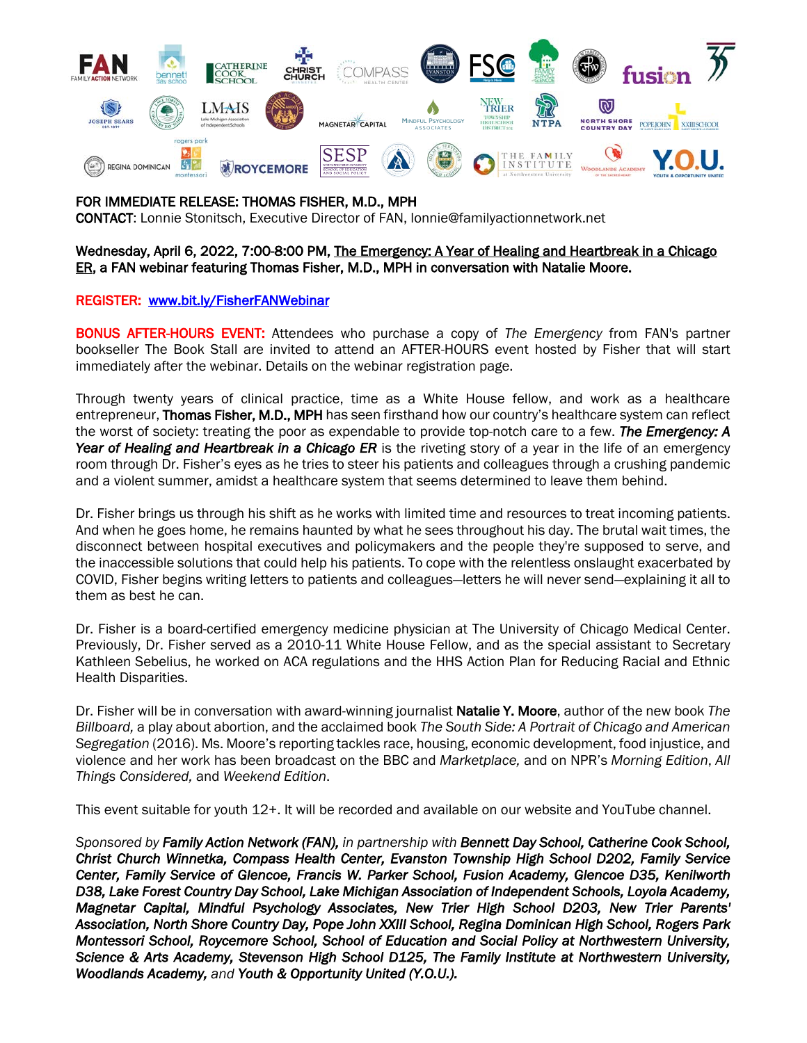**FOR IMMEDIATE RELEASE: THOMAS FISHER, M.D., MPH**
**CONTACT**: Lonnie Stonitsch, Executive Director of FAN, lonnie@familyactionnetwork.net

**Wednesday, April 6, 2022, 7:00-8:00 PM, The Emergency: A Year of Healing and Heartbreak in a Chicago ER, a FAN webinar featuring Thomas Fisher, M.D., MPH in conversation with Natalie Moore.**

**REGISTER:** [www.bit.ly/FisherFANWebinar](www.bit.ly/FisherFANWebinar)

**BONUS AFTER-HOURS EVENT:** Attendees who purchase a copy of *The Emergency* from FAN's partner bookseller The Book Stall are invited to attend an AFTER-HOURS event hosted by Fisher that will start immediately after the webinar. Details on the webinar registration page.

Through twenty years of clinical practice, time as a White House fellow, and work as a healthcare entrepreneur, **Thomas Fisher, M.D., MPH** has seen firsthand how our country's healthcare system can reflect the worst of society: treating the poor as expendable to provide top-notch care to a few. ***The Emergency: A Year of Healing and Heartbreak in a Chicago ER*** is the riveting story of a year in the life of an emergency room through Dr. Fisher's eyes as he tries to steer his patients and colleagues through a crushing pandemic and a violent summer, amidst a healthcare system that seems determined to leave them behind.

Dr. Fisher brings us through his shift as he works with limited time and resources to treat incoming patients. And when he goes home, he remains haunted by what he sees throughout his day. The brutal wait times, the disconnect between hospital executives and policymakers and the people they're supposed to serve, and the inaccessible solutions that could help his patients. To cope with the relentless onslaught exacerbated by COVID, Fisher begins writing letters to patients and colleagues—letters he will never send—explaining it all to them as best he can.

Dr. Fisher is a board-certified emergency medicine physician at The University of Chicago Medical Center. Previously, Dr. Fisher served as a 2010-11 White House Fellow, and as the special assistant to Secretary Kathleen Sebelius, he worked on ACA regulations and the HHS Action Plan for Reducing Racial and Ethnic Health Disparities.

Dr. Fisher will be in conversation with award-winning journalist **Natalie Y. Moore**, author of the new book *The Billboard,* a play about abortion, and the acclaimed book *The South Side: A Portrait of Chicago and American Segregation* (2016). Ms. Moore's reporting tackles race, housing, economic development, food injustice, and violence and her work has been broadcast on the BBC and *Marketplace,* and on NPR's *Morning Edition*, *All Things Considered,* and *Weekend Edition*.

This event suitable for youth 12+. It will be recorded and available on our website and YouTube channel.

*Sponsored by* ***Family Action Network (FAN),*** *in partnership with* ***Bennett Day School, Catherine Cook School, Christ Church Winnetka, Compass Health Center, Evanston Township High School D202, Family Service Center, Family Service of Glencoe, Francis W. Parker School, Fusion Academy, Glencoe D35, Kenilworth D38, Lake Forest Country Day School, Lake Michigan Association of Independent Schools, Loyola Academy, Magnetar Capital, Mindful Psychology Associates, New Trier High School D203, New Trier Parents' Association, North Shore Country Day, Pope John XXIII School, Regina Dominican High School, Rogers Park Montessori School, Roycemore School, School of Education and Social Policy at Northwestern University, Science & Arts Academy, Stevenson High School D125, The Family Institute at Northwestern University, Woodlands Academy,*** *and* ***Youth & Opportunity United (Y.O.U.).***